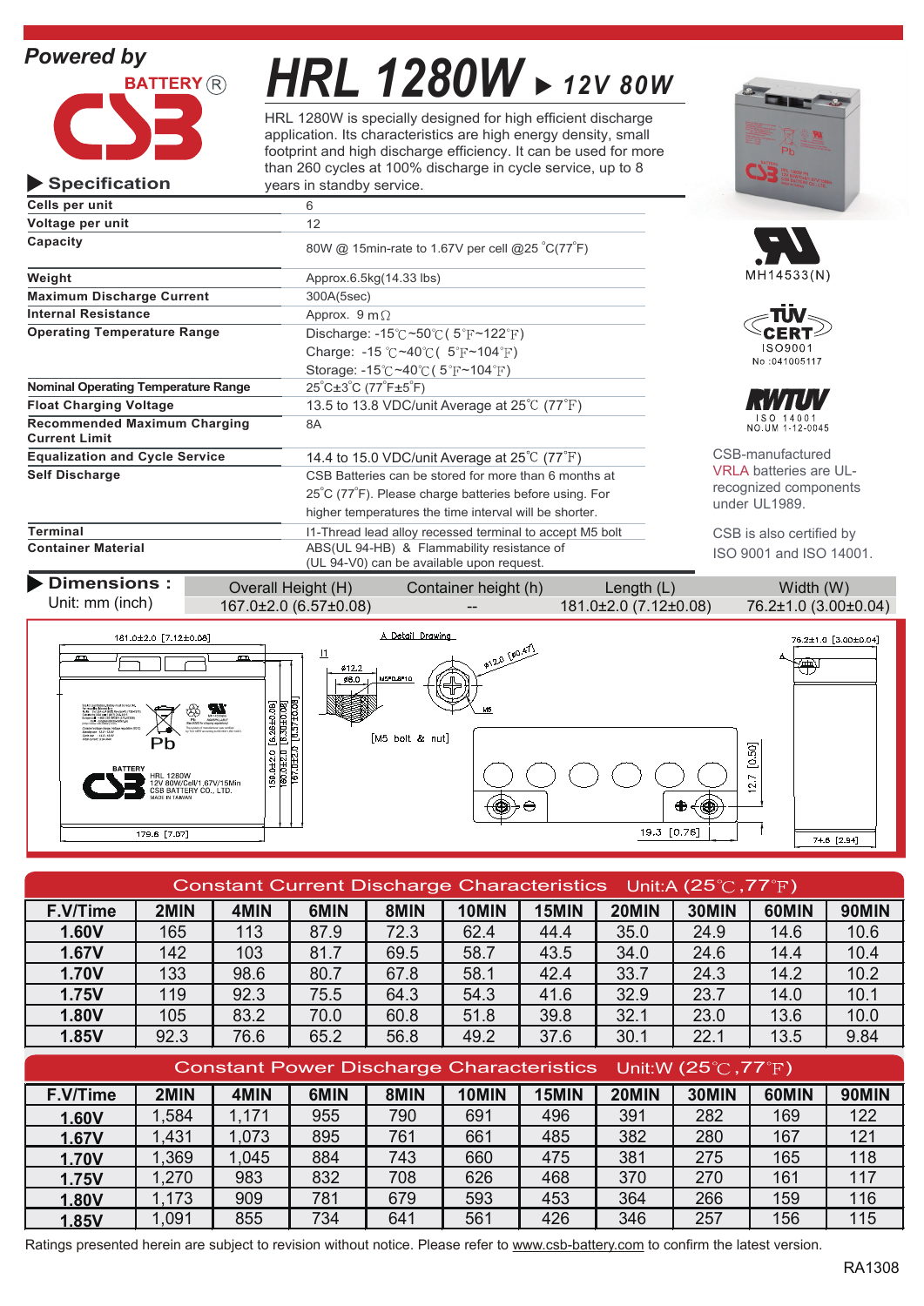Powered by

BATTERY®

CSB

# HRL 1280W ▶ 12V 80W

HRL 1280W is specially designed for high efficient discharge application. Its characteristics are high energy density, small footprint and high discharge efficiency. It can be used for more than 260 cycles at 100% discharge in cycle service, up to 8 years in standby service.

## ▶ Specification

| | |
|---|---|
| **Cells per unit** | 6 |
| **Voltage per unit** | 12 |
| **Capacity** | 80W @ 15min-rate to 1.67V per cell @25 °C(77°F) |
| **Weight** | Approx.6.5kg(14.33 lbs) |
| **Maximum Discharge Current** | 300A(5sec) |
| **Internal Resistance** | Approx. 9 mΩ |
| **Operating Temperature Range** | Discharge: -15℃~50℃ ( 5°F~122°F)<br>Charge: -15 ℃~40℃ ( 5°F~104°F)<br>Storage: -15℃~40℃ ( 5°F~104°F) |
| **Nominal Operating Temperature Range** | 25°C±3°C (77°F±5°F) |
| **Float Charging Voltage** | 13.5 to 13.8 VDC/unit Average at 25℃ (77°F) |
| **Recommended Maximum Charging Current Limit** | 8A |
| **Equalization and Cycle Service** | 14.4 to 15.0 VDC/unit Average at 25℃ (77°F) |
| **Self Discharge** | CSB Batteries can be stored for more than 6 months at 25°C (77°F). Please charge batteries before using. For higher temperatures the time interval will be shorter. |
| **Terminal** | I1-Thread lead alloy recessed terminal to accept M5 bolt |
| **Container Material** | ABS(UL 94-HB) & Flammability resistance of (UL 94-V0) can be available upon request. |

MH14533(N)

TÜV CERT ISO9001 No :041005117

RWTÜV ISO 14001 NO.UM 1-12-0045

CSB-manufactured VRLA batteries are UL-recognized components under UL1989.

CSB is also certified by ISO 9001 and ISO 14001.

## ▶ Dimensions :

Unit: mm (inch)

| Overall Height (H) | Container height (h) | Length (L) | Width (W) |
|---|---|---|---|
| 167.0±2.0 (6.57±0.08) | -- | 181.0±2.0 (7.12±0.08) | 76.2±1.0 (3.00±0.04) |

## Constant Current Discharge Characteristics Unit:A (25℃,77°F)

| F.V/Time | 2MIN | 4MIN | 6MIN | 8MIN | 10MIN | 15MIN | 20MIN | 30MIN | 60MIN | 90MIN |
|---|---|---|---|---|---|---|---|---|---|---|
| **1.60V** | 165 | 113 | 87.9 | 72.3 | 62.4 | 44.4 | 35.0 | 24.9 | 14.6 | 10.6 |
| **1.67V** | 142 | 103 | 81.7 | 69.5 | 58.7 | 43.5 | 34.0 | 24.6 | 14.4 | 10.4 |
| **1.70V** | 133 | 98.6 | 80.7 | 67.8 | 58.1 | 42.4 | 33.7 | 24.3 | 14.2 | 10.2 |
| **1.75V** | 119 | 92.3 | 75.5 | 64.3 | 54.3 | 41.6 | 32.9 | 23.7 | 14.0 | 10.1 |
| **1.80V** | 105 | 83.2 | 70.0 | 60.8 | 51.8 | 39.8 | 32.1 | 23.0 | 13.6 | 10.0 |
| **1.85V** | 92.3 | 76.6 | 65.2 | 56.8 | 49.2 | 37.6 | 30.1 | 22.1 | 13.5 | 9.84 |

## Constant Power Discharge Characteristics Unit:W (25℃,77°F)

| F.V/Time | 2MIN | 4MIN | 6MIN | 8MIN | 10MIN | 15MIN | 20MIN | 30MIN | 60MIN | 90MIN |
|---|---|---|---|---|---|---|---|---|---|---|
| **1.60V** | 1,584 | 1,171 | 955 | 790 | 691 | 496 | 391 | 282 | 169 | 122 |
| **1.67V** | 1,431 | 1,073 | 895 | 761 | 661 | 485 | 382 | 280 | 167 | 121 |
| **1.70V** | 1,369 | 1,045 | 884 | 743 | 660 | 475 | 381 | 275 | 165 | 118 |
| **1.75V** | 1,270 | 983 | 832 | 708 | 626 | 468 | 370 | 270 | 161 | 117 |
| **1.80V** | 1,173 | 909 | 781 | 679 | 593 | 453 | 364 | 266 | 159 | 116 |
| **1.85V** | 1,091 | 855 | 734 | 641 | 561 | 426 | 346 | 257 | 156 | 115 |

Ratings presented herein are subject to revision without notice. Please refer to www.csb-battery.com to confirm the latest version.

RA1308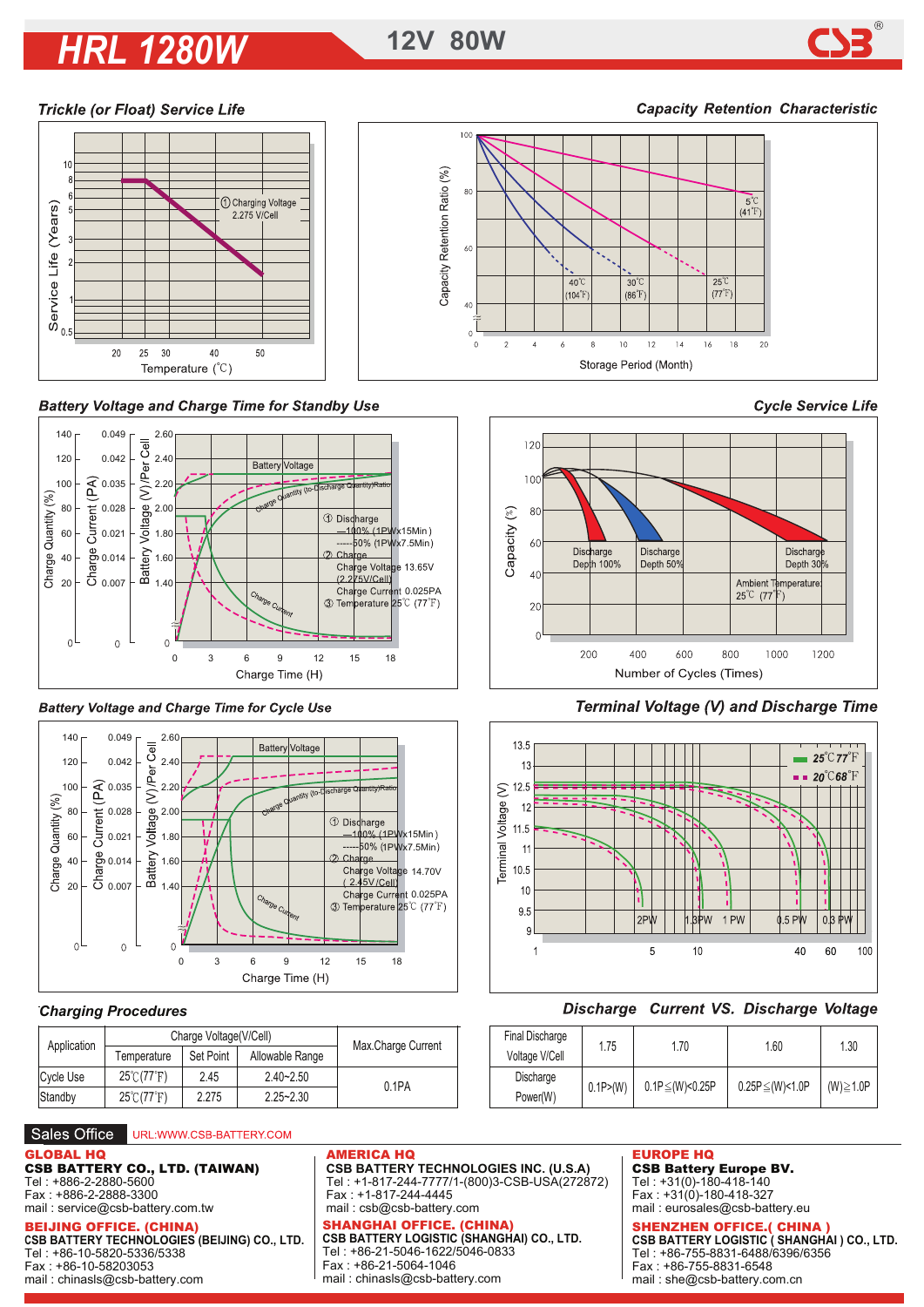# HRL 1280W

12V 80W

## Trickle (or Float) Service Life

Service Life (Years)

10
8
6
5
3
2
1
0.5

20 25 30 40 50

Temperature (℃)

① Charging Voltage 2.275 V/Cell

## Capacity Retention Characteristic

Capacity Retention Ratio (%)

100
80
60
40
0

0 2 4 6 8 10 12 14 16 18 20

Storage Period (Month)

5℃ (41℉)
40℃ (104℉)
30℃ (86℉)
25℃ (77℉)

## Battery Voltage and Charge Time for Standby Use

Charge Quantity (%): 140 120 100 80 60 40 20 0

Charge Current (PA): 0.049 0.042 0.035 0.028 0.021 0.014 0.007 0

Battery Voltage (V)/Per Cell: 2.60 2.40 2.20 2.00 1.80 1.60 1.40 0

Charge Time (H): 0 3 6 9 12 15 18

Battery Voltage

Charge Quantity (to-Discharge Quantity)Ratio

Charge Current

① Discharge
—100% (1PWx15Min)
-----50% (1PWx7.5Min)
② Charge
Charge Voltage 13.65V (2.275V/Cell)
Charge Current 0.025PA
③ Temperature 25℃ (77℉)

## Cycle Service Life

Capacity (%): 120 100 80 60 40 20 0

Number of Cycles (Times): 200 400 600 800 1000 1200

Discharge Depth 100%
Discharge Depth 50%
Discharge Depth 30%

Ambient Temperature: 25℃ (77℉)

## Battery Voltage and Charge Time for Cycle Use

Charge Quantity (%): 140 120 100 80 60 40 20 0

Charge Current (PA): 0.049 0.042 0.035 0.028 0.021 0.014 0.007 0

Battery Voltage (V)/Per Cell: 2.60 2.40 2.20 2.00 1.80 1.60 1.40 0

Charge Time (H): 0 3 6 9 12 15 18

Battery Voltage

Charge Quantity (to-Discharge Quantity)Ratio

Charge Current

① Discharge
—100% (1PWx15Min)
-----50% (1PWx7.5Min)
② Charge
Charge Voltage 14.70V (2.45V/Cell)
Charge Current 0.025PA
③ Temperature 25℃ (77℉)

## Terminal Voltage (V) and Discharge Time

Terminal Voltage (V): 13.5 13 12.5 12 11.5 11 10.5 10 9.5 9

1 5 10 40 60 100

25℃ 77℉
20℃ 68℉

2PW 1.3PW 1 PW 0.5 PW 0.3 PW

## Charging Procedures

| Application | Charge Voltage(V/Cell) | | | Max.Charge Current |
|---|---|---|---|---|
| | Temperature | Set Point | Allowable Range | |
| Cycle Use | 25℃(77℉) | 2.45 | 2.40~2.50 | 0.1PA |
| Standby | 25℃(77℉) | 2.275 | 2.25~2.30 | |

## Discharge Current VS. Discharge Voltage

| Final Discharge Voltage V/Cell | 1.75 | 1.70 | 1.60 | 1.30 |
|---|---|---|---|---|
| Discharge Power(W) | 0.1P>(W) | 0.1P≦(W)<0.25P | 0.25P≦(W)<1.0P | (W)≧1.0P |

## Sales Office

URL:WWW.CSB-BATTERY.COM

**GLOBAL HQ**
**CSB BATTERY CO., LTD. (TAIWAN)**
Tel : +886-2-2880-5600
Fax : +886-2-2888-3300
mail : service@csb-battery.com.tw

**BEIJING OFFICE. (CHINA)**
**CSB BATTERY TECHNOLOGIES (BEIJING) CO., LTD.**
Tel : +86-10-5820-5336/5338
Fax : +86-10-58203053
mail : chinasls@csb-battery.com

**AMERICA HQ**
**CSB BATTERY TECHNOLOGIES INC. (U.S.A)**
Tel : +1-817-244-7777/1-(800)3-CSB-USA(272872)
Fax : +1-817-244-4445
mail : csb@csb-battery.com

**SHANGHAI OFFICE. (CHINA)**
**CSB BATTERY LOGISTIC (SHANGHAI) CO., LTD.**
Tel : +86-21-5046-1622/5046-0833
Fax : +86-21-5064-1046
mail : chinasls@csb-battery.com

**EUROPE HQ**
**CSB Battery Europe BV.**
Tel : +31(0)-180-418-140
Fax : +31(0)-180-418-327
mail : eurosales@csb-battery.eu

**SHENZHEN OFFICE.( CHINA )**
**CSB BATTERY LOGISTIC ( SHANGHAI ) CO., LTD.**
Tel : +86-755-8831-6488/6396/6356
Fax : +86-755-8831-6548
mail : she@csb-battery.com.cn